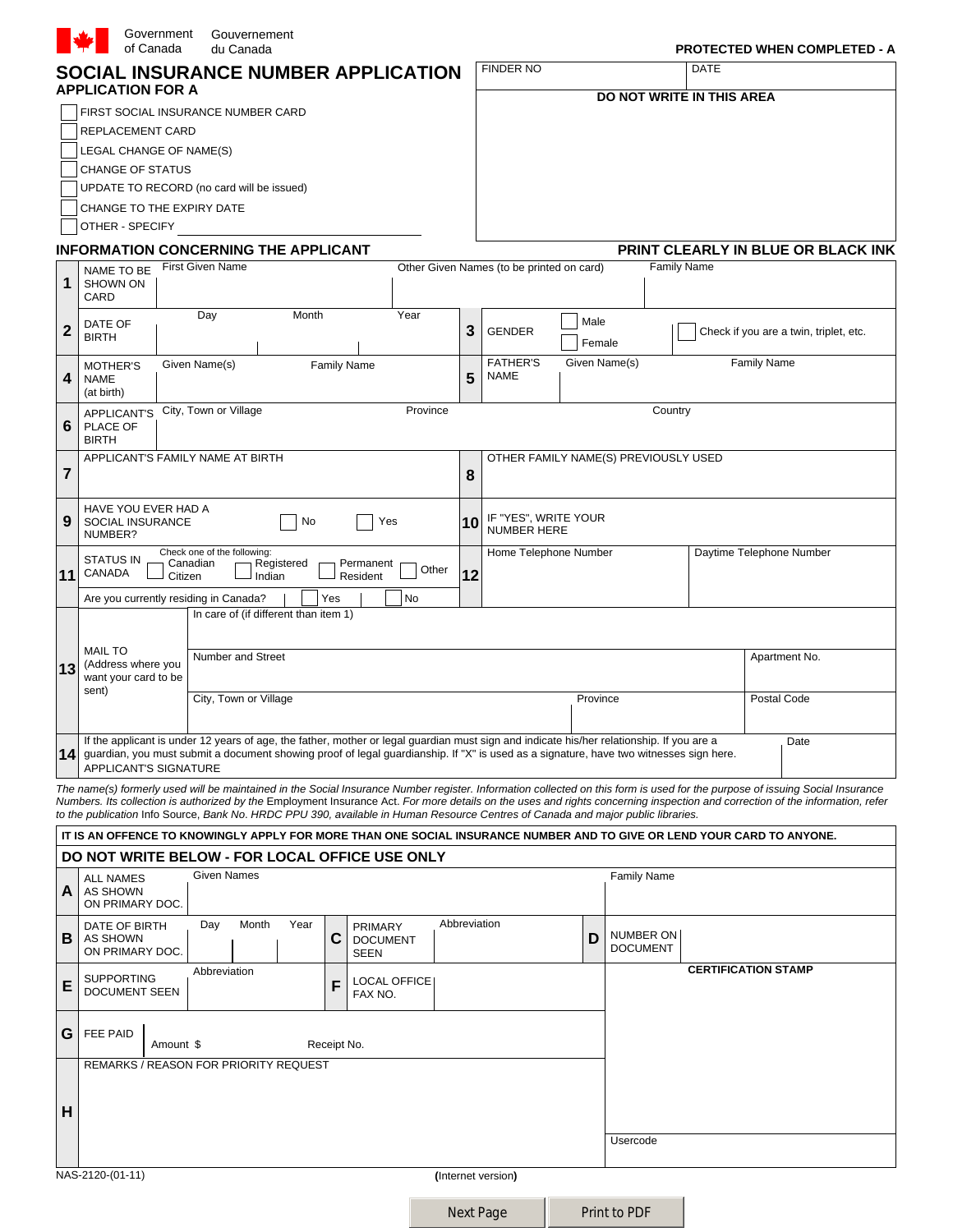Government of Canada | Gouvernement du Canada

**PROTECTED WHEN COMPLETED - A**

# SOCIAL INSURANCE NUMBER APPLICATION

## APPLICATION FOR A

- ☐ FIRST SOCIAL INSURANCE NUMBER CARD
- ☐ REPLACEMENT CARD
- ☐ LEGAL CHANGE OF NAME(S)
- ☐ CHANGE OF STATUS
- ☐ UPDATE TO RECORD (no card will be issued)
- ☐ CHANGE TO THE EXPIRY DATE
- ☐ OTHER - SPECIFY ______________________

| FINDER NO | DATE |
|---|---|
| **DO NOT WRITE IN THIS AREA** | |

## INFORMATION CONCERNING THE APPLICANT

**PRINT CLEARLY IN BLUE OR BLACK INK**

| | | | | |
|---|---|---|---|---|
| **1** | NAME TO BE SHOWN ON CARD | First Given Name | Other Given Names (to be printed on card) | Family Name |
| **2** | DATE OF BIRTH | Day | Month | Year |
| **3** | GENDER | ☐ Male ☐ Female | ☐ Check if you are a twin, triplet, etc. | |
| **4** | MOTHER'S NAME (at birth) | Given Name(s) | Family Name | |
| **5** | FATHER'S NAME | Given Name(s) | Family Name | |
| **6** | APPLICANT'S PLACE OF BIRTH | City, Town or Village | Province | Country |
| **7** | APPLICANT'S FAMILY NAME AT BIRTH | | | |
| **8** | OTHER FAMILY NAME(S) PREVIOUSLY USED | | | |
| **9** | HAVE YOU EVER HAD A SOCIAL INSURANCE NUMBER? | ☐ No | ☐ Yes | |
| **10** | IF "YES", WRITE YOUR NUMBER HERE | | | |
| **11** | STATUS IN CANADA | Check one of the following: ☐ Canadian Citizen ☐ Registered Indian ☐ Permanent Resident ☐ Other | Are you currently residing in Canada? ☐ Yes ☐ No | |
| **12** | Home Telephone Number | Daytime Telephone Number | | |
| **13** | MAIL TO (Address where you want your card to be sent) | In care of (if different than item 1) | | |
| | | Number and Street | Apartment No. | |
| | | City, Town or Village | Province | Postal Code |
| **14** | If the applicant is under 12 years of age, the father, mother or legal guardian must sign and indicate his/her relationship. If you are a guardian, you must submit a document showing proof of legal guardianship. If "X" is used as a signature, have two witnesses sign here. APPLICANT'S SIGNATURE | Date | | |

*The name(s) formerly used will be maintained in the Social Insurance Number register. Information collected on this form is used for the purpose of issuing Social Insurance Numbers. Its collection is authorized by the* Employment Insurance Act. *For more details on the uses and rights concerning inspection and correction of the information, refer to the publication* Info Source, *Bank No. HRDC PPU 390, available in Human Resource Centres of Canada and major public libraries.*

**IT IS AN OFFENCE TO KNOWINGLY APPLY FOR MORE THAN ONE SOCIAL INSURANCE NUMBER AND TO GIVE OR LEND YOUR CARD TO ANYONE.**

## DO NOT WRITE BELOW - FOR LOCAL OFFICE USE ONLY

| | | | |
|---|---|---|---|
| **A** | ALL NAMES AS SHOWN ON PRIMARY DOC. | Given Names | Family Name |
| **B** | DATE OF BIRTH AS SHOWN ON PRIMARY DOC. | Day / Month / Year | |
| **C** | PRIMARY DOCUMENT SEEN | Abbreviation | |
| **D** | NUMBER ON DOCUMENT | | |
| **E** | SUPPORTING DOCUMENT SEEN | Abbreviation | |
| **F** | LOCAL OFFICE FAX NO. | | |
| **G** | FEE PAID | Amount $ | Receipt No. |
| **H** | REMARKS / REASON FOR PRIORITY REQUEST | | |

**CERTIFICATION STAMP**

Usercode

NAS-2120-(01-11)

(Internet version)

Next Page | Print to PDF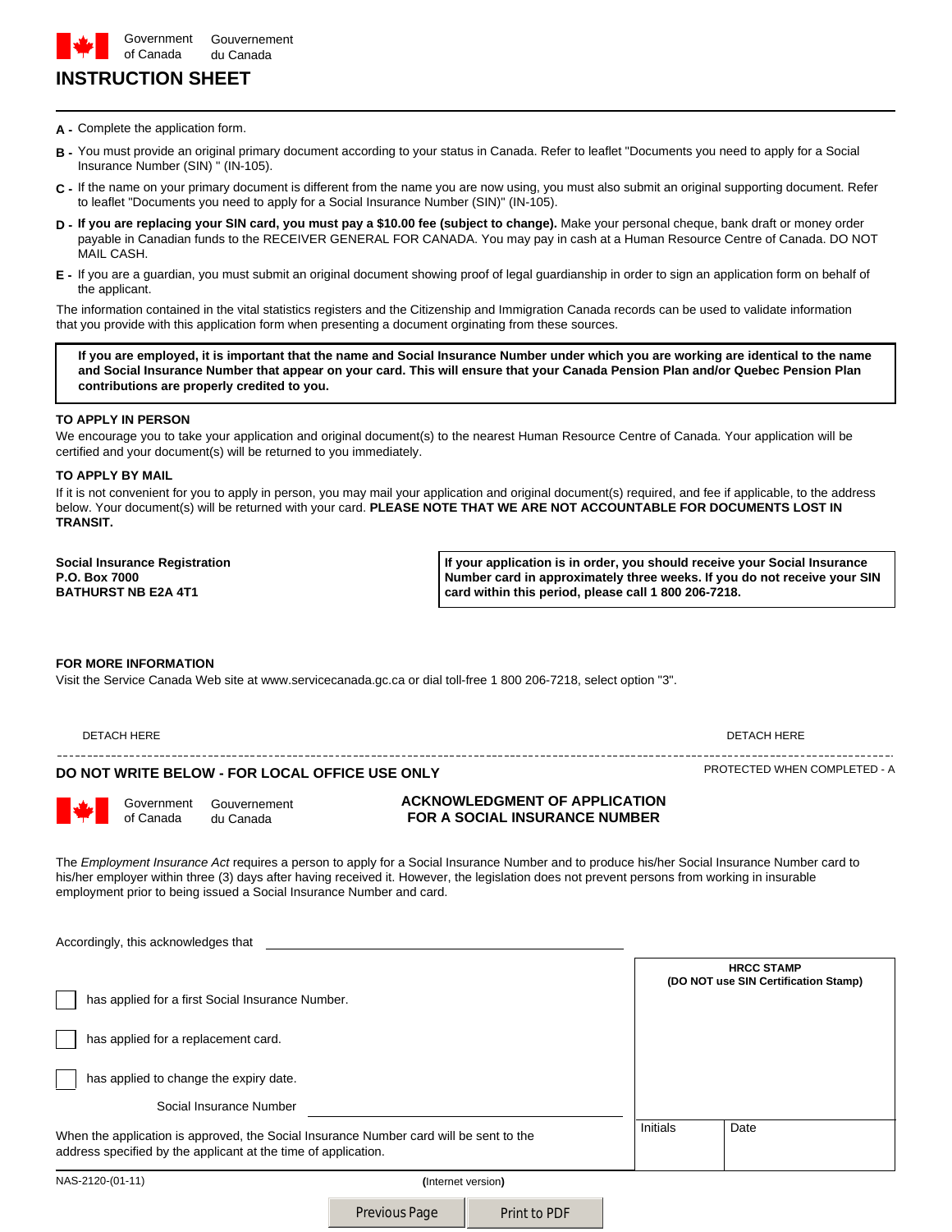Government of Canada Gouvernement du Canada

# INSTRUCTION SHEET

**A -** Complete the application form.

**B -** You must provide an original primary document according to your status in Canada. Refer to leaflet "Documents you need to apply for a Social Insurance Number (SIN) " (IN-105).

**C -** If the name on your primary document is different from the name you are now using, you must also submit an original supporting document. Refer to leaflet "Documents you need to apply for a Social Insurance Number (SIN)" (IN-105).

**D -** **If you are replacing your SIN card, you must pay a $10.00 fee (subject to change).** Make your personal cheque, bank draft or money order payable in Canadian funds to the RECEIVER GENERAL FOR CANADA. You may pay in cash at a Human Resource Centre of Canada. DO NOT MAIL CASH.

**E -** If you are a guardian, you must submit an original document showing proof of legal guardianship in order to sign an application form on behalf of the applicant.

The information contained in the vital statistics registers and the Citizenship and Immigration Canada records can be used to validate information that you provide with this application form when presenting a document orginating from these sources.

**If you are employed, it is important that the name and Social Insurance Number under which you are working are identical to the name and Social Insurance Number that appear on your card. This will ensure that your Canada Pension Plan and/or Quebec Pension Plan contributions are properly credited to you.**

### TO APPLY IN PERSON

We encourage you to take your application and original document(s) to the nearest Human Resource Centre of Canada. Your application will be certified and your document(s) will be returned to you immediately.

### TO APPLY BY MAIL

If it is not convenient for you to apply in person, you may mail your application and original document(s) required, and fee if applicable, to the address below. Your document(s) will be returned with your card. **PLEASE NOTE THAT WE ARE NOT ACCOUNTABLE FOR DOCUMENTS LOST IN TRANSIT.**

**Social Insurance Registration**
**P.O. Box 7000**
**BATHURST NB E2A 4T1**

**If your application is in order, you should receive your Social Insurance Number card in approximately three weeks. If you do not receive your SIN card within this period, please call 1 800 206-7218.**

### FOR MORE INFORMATION

Visit the Service Canada Web site at www.servicecanada.gc.ca or dial toll-free 1 800 206-7218, select option "3".

DETACH HERE DETACH HERE

---

**DO NOT WRITE BELOW - FOR LOCAL OFFICE USE ONLY**

PROTECTED WHEN COMPLETED - A

Government of Canada Gouvernement du Canada

## ACKNOWLEDGMENT OF APPLICATION FOR A SOCIAL INSURANCE NUMBER

The *Employment Insurance Act* requires a person to apply for a Social Insurance Number and to produce his/her Social Insurance Number card to his/her employer within three (3) days after having received it. However, the legislation does not prevent persons from working in insurable employment prior to being issued a Social Insurance Number and card.

Accordingly, this acknowledges that ______________________________

- [ ] has applied for a first Social Insurance Number.
- [ ] has applied for a replacement card.
- [ ] has applied to change the expiry date.

Social Insurance Number ______________________________

When the application is approved, the Social Insurance Number card will be sent to the address specified by the applicant at the time of application.

**HRCC STAMP**
**(DO NOT use SIN Certification Stamp)**

| Initials | Date |
|---|---|
| | |

NAS-2120-(01-11) **(**Internet version**)**

Previous Page Print to PDF